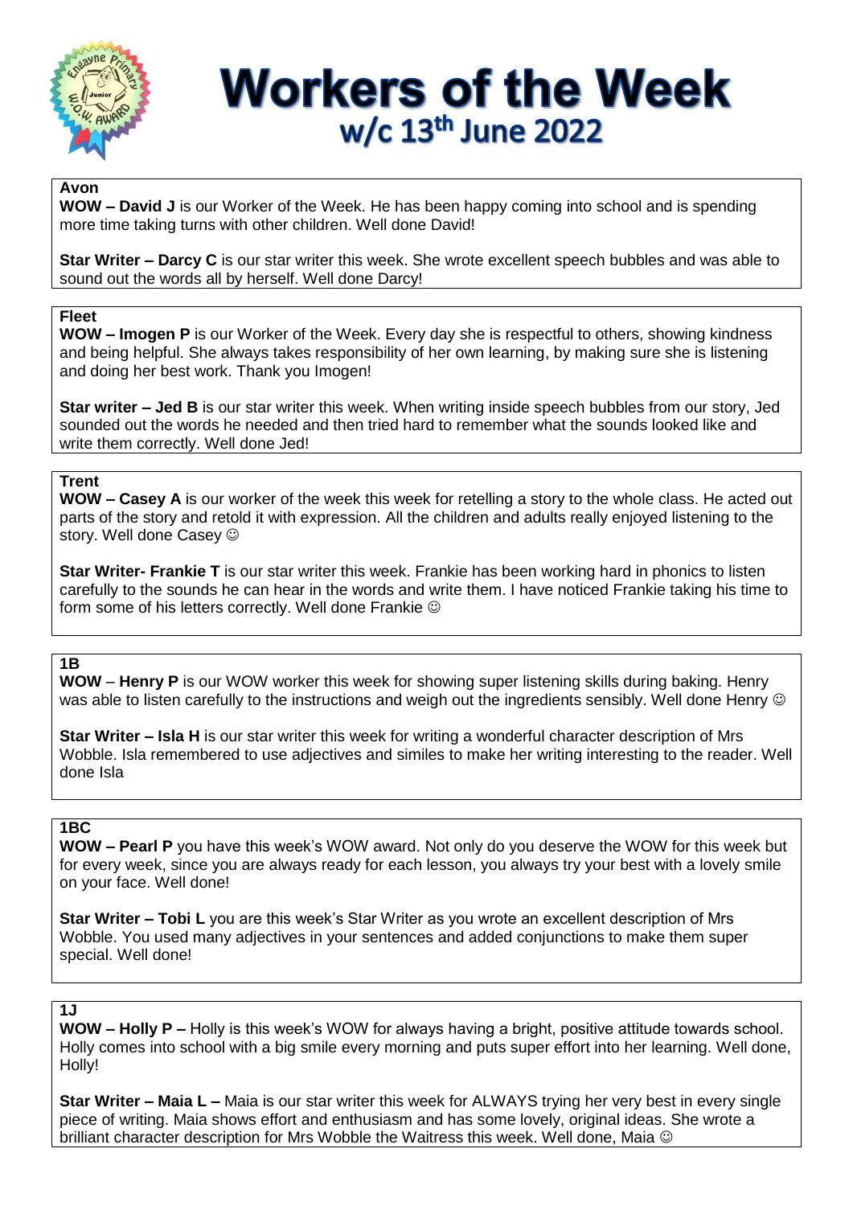# Workers of the Week

## w/c 13th June 2022

**Avon**

**WOW – David J** is our Worker of the Week. He has been happy coming into school and is spending more time taking turns with other children. Well done David!

**Star Writer – Darcy C** is our star writer this week. She wrote excellent speech bubbles and was able to sound out the words all by herself. Well done Darcy!

**Fleet**

**WOW – Imogen P** is our Worker of the Week. Every day she is respectful to others, showing kindness and being helpful. She always takes responsibility of her own learning, by making sure she is listening and doing her best work. Thank you Imogen!

**Star writer – Jed B** is our star writer this week. When writing inside speech bubbles from our story, Jed sounded out the words he needed and then tried hard to remember what the sounds looked like and write them correctly. Well done Jed!

**Trent**

**WOW – Casey A** is our worker of the week this week for retelling a story to the whole class. He acted out parts of the story and retold it with expression. All the children and adults really enjoyed listening to the story. Well done Casey ☺

**Star Writer- Frankie T** is our star writer this week. Frankie has been working hard in phonics to listen carefully to the sounds he can hear in the words and write them. I have noticed Frankie taking his time to form some of his letters correctly. Well done Frankie ☺

**1B**

**WOW** – **Henry P** is our WOW worker this week for showing super listening skills during baking. Henry was able to listen carefully to the instructions and weigh out the ingredients sensibly. Well done Henry ☺

**Star Writer – Isla H** is our star writer this week for writing a wonderful character description of Mrs Wobble. Isla remembered to use adjectives and similes to make her writing interesting to the reader. Well done Isla

**1BC**

**WOW – Pearl P** you have this week's WOW award. Not only do you deserve the WOW for this week but for every week, since you are always ready for each lesson, you always try your best with a lovely smile on your face. Well done!

**Star Writer – Tobi L** you are this week's Star Writer as you wrote an excellent description of Mrs Wobble. You used many adjectives in your sentences and added conjunctions to make them super special. Well done!

**1J**

**WOW – Holly P –** Holly is this week's WOW for always having a bright, positive attitude towards school. Holly comes into school with a big smile every morning and puts super effort into her learning. Well done, Holly!

**Star Writer – Maia L –** Maia is our star writer this week for ALWAYS trying her very best in every single piece of writing. Maia shows effort and enthusiasm and has some lovely, original ideas. She wrote a brilliant character description for Mrs Wobble the Waitress this week. Well done, Maia ☺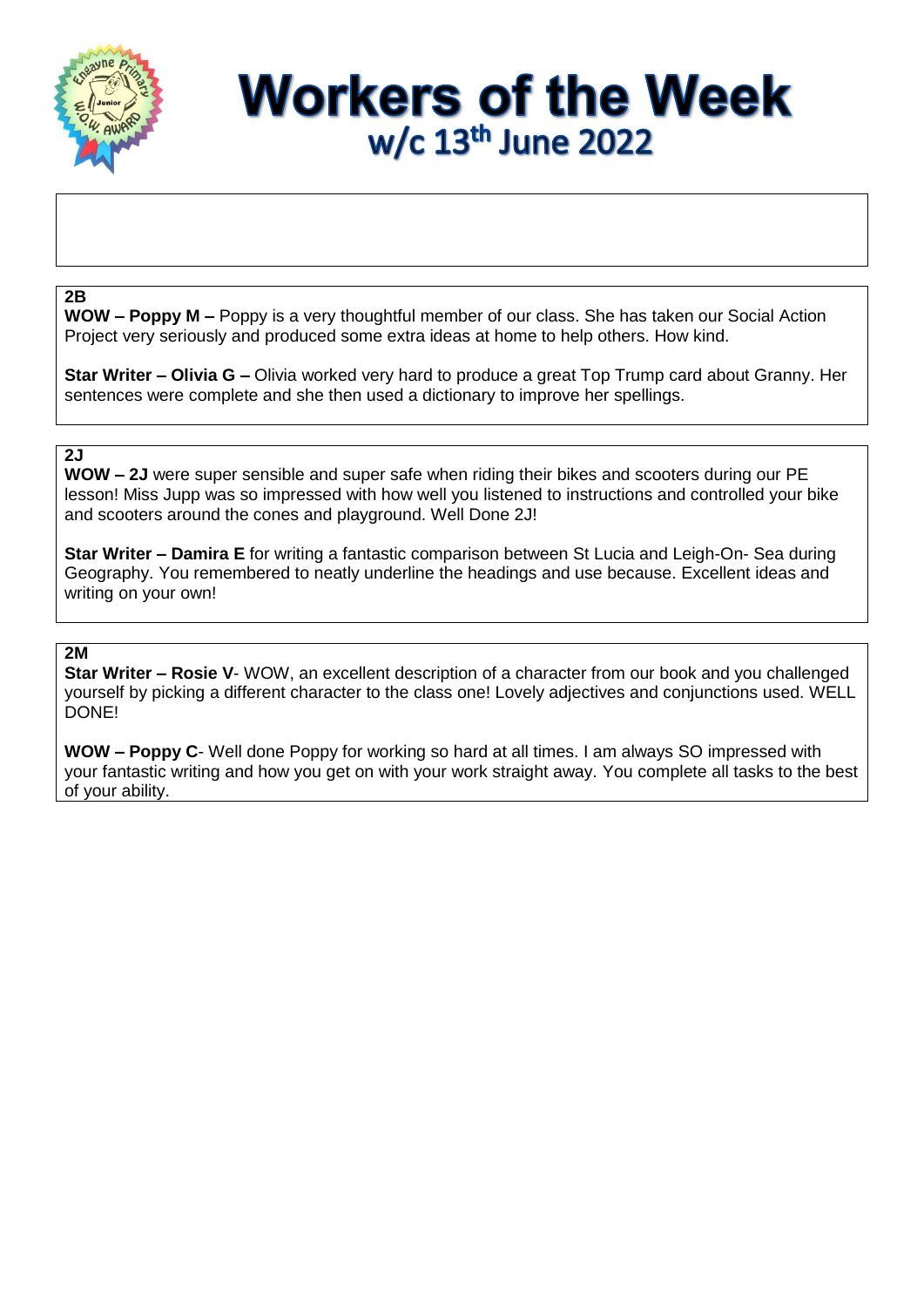# Workers of the Week

## w/c 13th June 2022

**2B**

**WOW – Poppy M –** Poppy is a very thoughtful member of our class. She has taken our Social Action Project very seriously and produced some extra ideas at home to help others. How kind.

**Star Writer – Olivia G –** Olivia worked very hard to produce a great Top Trump card about Granny. Her sentences were complete and she then used a dictionary to improve her spellings.

**2J**

**WOW – 2J** were super sensible and super safe when riding their bikes and scooters during our PE lesson! Miss Jupp was so impressed with how well you listened to instructions and controlled your bike and scooters around the cones and playground. Well Done 2J!

**Star Writer – Damira E** for writing a fantastic comparison between St Lucia and Leigh-On- Sea during Geography. You remembered to neatly underline the headings and use because. Excellent ideas and writing on your own!

**2M**

**Star Writer – Rosie V**- WOW, an excellent description of a character from our book and you challenged yourself by picking a different character to the class one! Lovely adjectives and conjunctions used. WELL DONE!

**WOW – Poppy C**- Well done Poppy for working so hard at all times. I am always SO impressed with your fantastic writing and how you get on with your work straight away. You complete all tasks to the best of your ability.